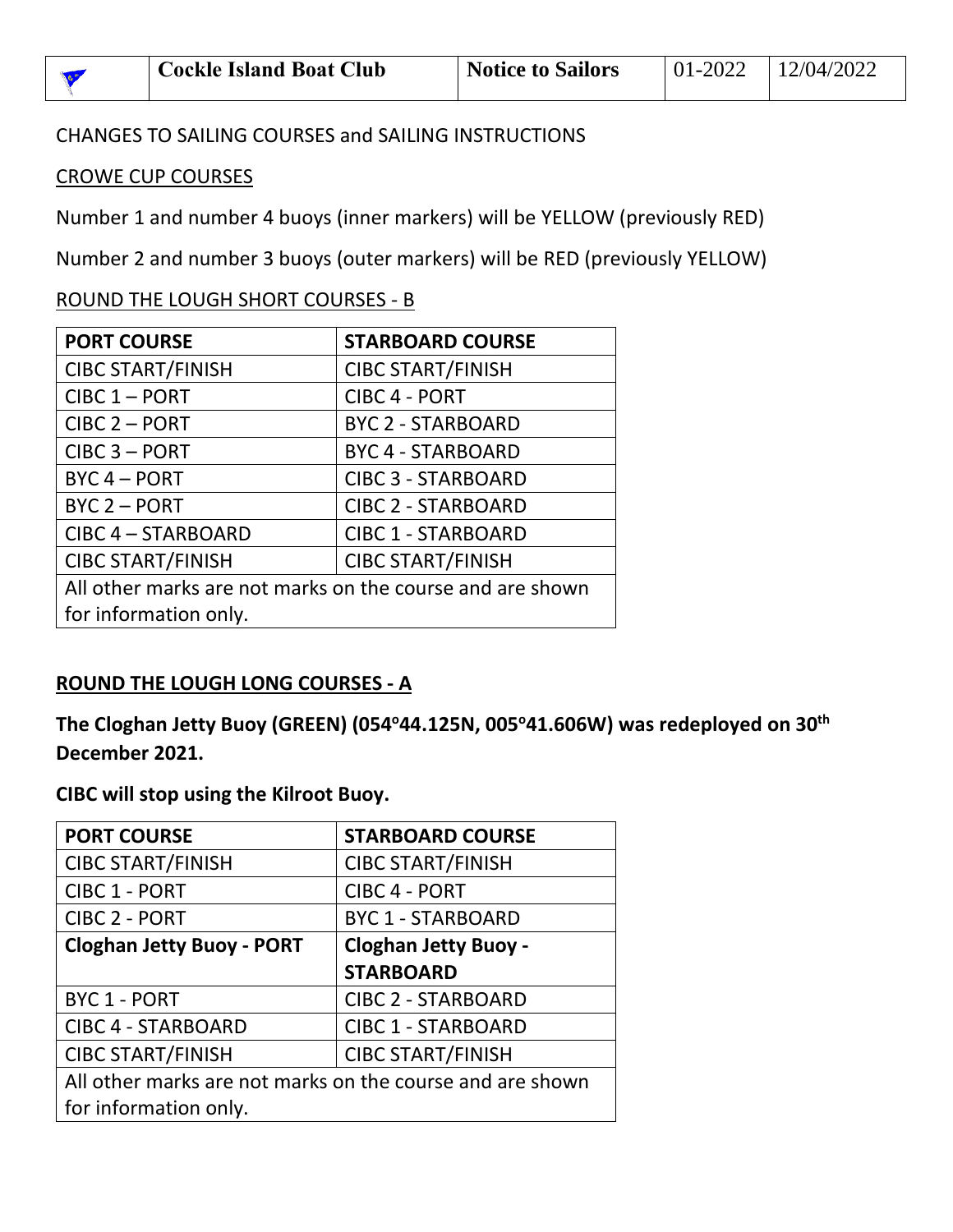| Cockle Island Boat Club | Notice to Sailors | 01-2022 | 12/04/2022 |
|---|---|---|---|

CHANGES TO SAILING COURSES and SAILING INSTRUCTIONS

CROWE CUP COURSES

Number 1 and number 4 buoys (inner markers) will be YELLOW (previously RED)

Number 2 and number 3 buoys (outer markers) will be RED (previously YELLOW)

ROUND THE LOUGH SHORT COURSES - B

| PORT COURSE | STARBOARD COURSE |
|---|---|
| CIBC START/FINISH | CIBC START/FINISH |
| CIBC 1 – PORT | CIBC 4 - PORT |
| CIBC 2 – PORT | BYC 2 - STARBOARD |
| CIBC 3 – PORT | BYC 4 - STARBOARD |
| BYC 4 – PORT | CIBC 3 - STARBOARD |
| BYC 2 – PORT | CIBC 2 - STARBOARD |
| CIBC 4 – STARBOARD | CIBC 1 - STARBOARD |
| CIBC START/FINISH | CIBC START/FINISH |
| All other marks are not marks on the course and are shown for information only. | |

**ROUND THE LOUGH LONG COURSES - A**

**The Cloghan Jetty Buoy (GREEN) (054°44.125N, 005°41.606W) was redeployed on 30th December 2021.**

**CIBC will stop using the Kilroot Buoy.**

| PORT COURSE | STARBOARD COURSE |
|---|---|
| CIBC START/FINISH | CIBC START/FINISH |
| CIBC 1 - PORT | CIBC 4 - PORT |
| CIBC 2 - PORT | BYC 1 - STARBOARD |
| **Cloghan Jetty Buoy - PORT** | **Cloghan Jetty Buoy - STARBOARD** |
| BYC 1 - PORT | CIBC 2 - STARBOARD |
| CIBC 4 - STARBOARD | CIBC 1 - STARBOARD |
| CIBC START/FINISH | CIBC START/FINISH |
| All other marks are not marks on the course and are shown for information only. | |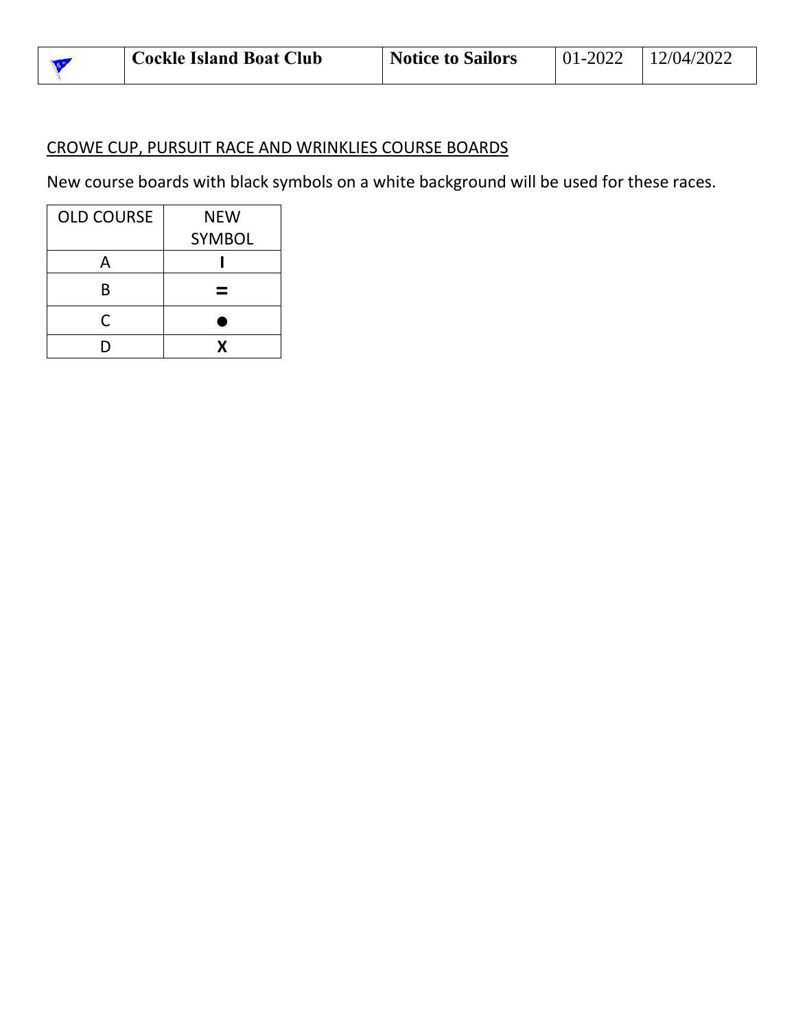## CROWE CUP, PURSUIT RACE AND WRINKLIES COURSE BOARDS

New course boards with black symbols on a white background will be used for these races.

| OLD COURSE | NEW SYMBOL |
|---|---|
| A | **I** |
| B | **=** |
| C | ● |
| D | **X** |